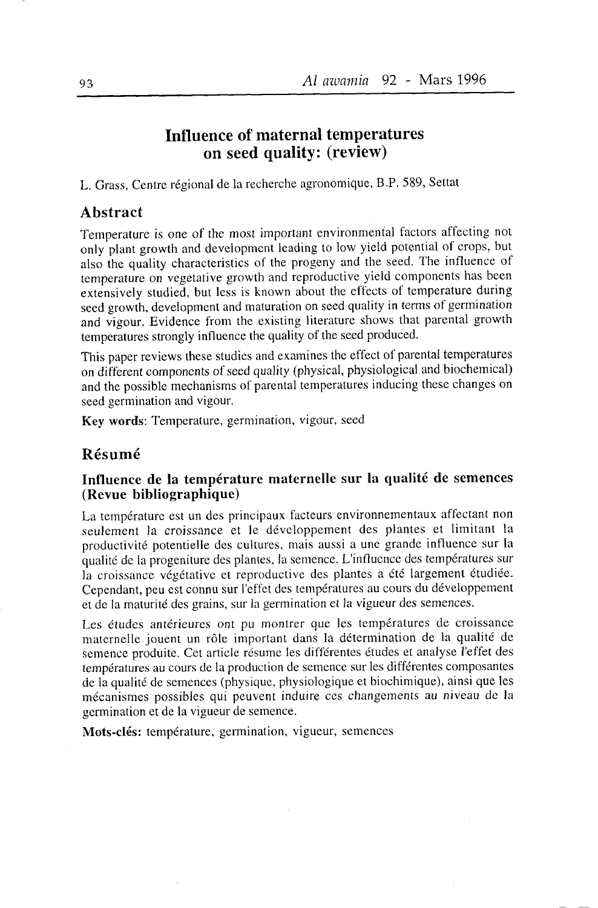# Influence of maternal temperatures on seed quality: (review)

L. Grass, Centre régional de la recherche agronomique, B.P. 589, Settat

## Abstract

Temperature is one of the most important environmental factors affecting not only plant growth and development leading to low yield potential of crops, but also the quality characteristics of the progeny and the seed. The influence of temperature on vegetative growth and reproductive yield components has been extensively studied, but less is known about the effects of temperature during seed growth, development and maturation on seed quality in terms of germination and vigour. Evidence from the existing literature shows that parental growth temperatures strongly influence the quality of the seed produced.

This paper reviews these studies and examines the effect of parental temperatures on different components of seed quality (physical, physiological and biochemical) and the possible mechanisms of parental temperatures inducing these changes on seed germination and vigour.

**Key words**: Temperature, germination, vigour, seed

## Résumé

### Influence de la température maternelle sur la qualité de semences (Revue bibliographique)

La température est un des principaux facteurs environnementaux affectant non seulement la croissance et le développement des plantes et limitant la productivité potentielle des cultures, mais aussi a une grande influence sur la qualité de la progeniture des plantes, la semence. L'influence des températures sur la croissance végétative et reproductive des plantes a été largement étudiée. Cependant, peu est connu sur l'effet des températures au cours du développement et de la maturité des grains, sur la germination et la vigueur des semences.

Les études antérieures ont pu montrer que les températures de croissance maternelle jouent un rôle important dans la détermination de la qualité de semence produite. Cet article résume les différentes études et analyse l'effet des températures au cours de la production de semence sur les différentes composantes de la qualité de semences (physique, physiologique et biochimique), ainsi que les mécanismes possibles qui peuvent induire ces changements au niveau de la germination et de la vigueur de semence.

**Mots-clés:** température, germination, vigueur, semences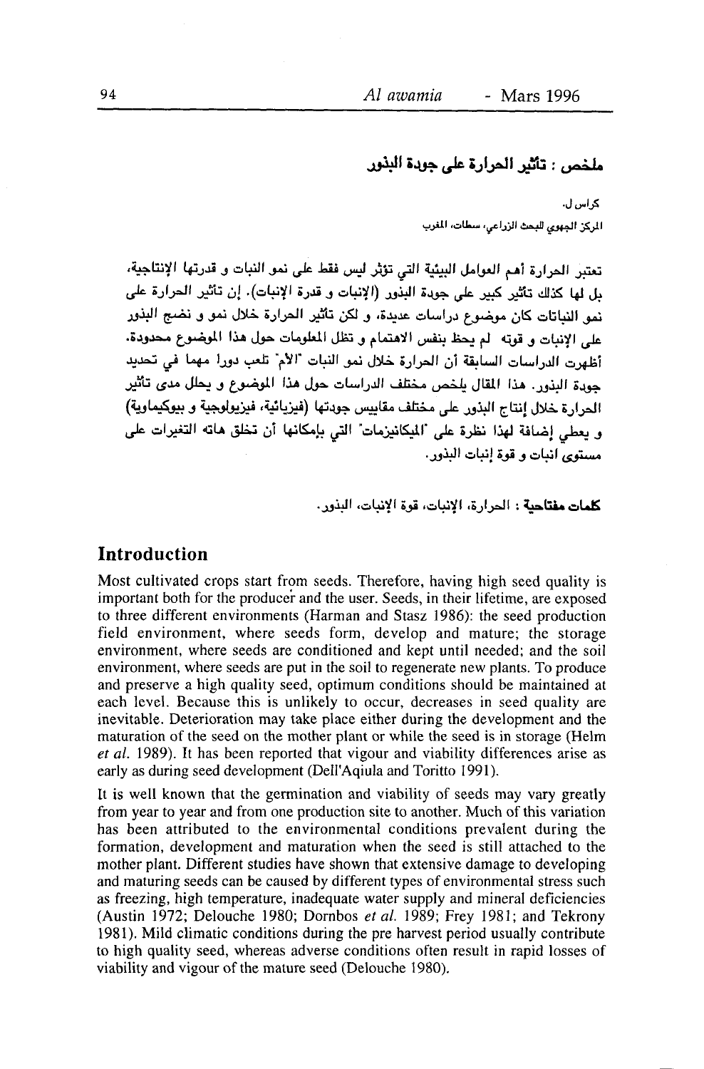## ملخص : تأثير الحرارة على جودة البذور

كراس ل.

المركز الجهوي للبحث الزراعي، سطات، المغرب

تعتبر الحرارة أهم العوامل البيئية التي تؤثر ليس فقط على نمو النبات و قدرتها الإنتاجية، بل لها كذلك تأثير كبير على جودة البذور (الإنبات و قدرة الإنبات). إن تأثير الحرارة على نمو النباتات كان موضوع دراسات عديدة، و لكن تأثير الحرارة خلال نمو و نضج البذور على الإنبات و قوته لم يحظ بنفس الاهتمام و تظل المعلومات حول هذا الموضوع محدودة. أظهرت الدراسات السابقة أن الحرارة خلال نمو النبات "الأم" تلعب دورا مهما في تحديد جودة البذور. هذا المقال يلخص مختلف الدراسات حول هذا الموضوع و يحلل مدى تأثير الحرارة خلال إنتاج البذور على مختلف مقاييس جودتها (فيزيائية، فيزيولوجية و بيوكيماوية) و يعطي إضافة لهذا نظرة على "الميكانيزمات" التي بإمكانها أن تخلق هاته التغيرات على مستوى انبات و قوة إنبات البذور.

**كلمات مفتاحية :** الحرارة، الإنبات، قوة الإنبات، البذور.

## Introduction

Most cultivated crops start from seeds. Therefore, having high seed quality is important both for the producer and the user. Seeds, in their lifetime, are exposed to three different environments (Harman and Stasz 1986): the seed production field environment, where seeds form, develop and mature; the storage environment, where seeds are conditioned and kept until needed; and the soil environment, where seeds are put in the soil to regenerate new plants. To produce and preserve a high quality seed, optimum conditions should be maintained at each level. Because this is unlikely to occur, decreases in seed quality are inevitable. Deterioration may take place either during the development and the maturation of the seed on the mother plant or while the seed is in storage (Helm *et al.* 1989). It has been reported that vigour and viability differences arise as early as during seed development (Dell'Aqiula and Toritto 1991).

It is well known that the germination and viability of seeds may vary greatly from year to year and from one production site to another. Much of this variation has been attributed to the environmental conditions prevalent during the formation, development and maturation when the seed is still attached to the mother plant. Different studies have shown that extensive damage to developing and maturing seeds can be caused by different types of environmental stress such as freezing, high temperature, inadequate water supply and mineral deficiencies (Austin 1972; Delouche 1980; Dornbos *et al.* 1989; Frey 1981; and Tekrony 1981). Mild climatic conditions during the pre harvest period usually contribute to high quality seed, whereas adverse conditions often result in rapid losses of viability and vigour of the mature seed (Delouche 1980).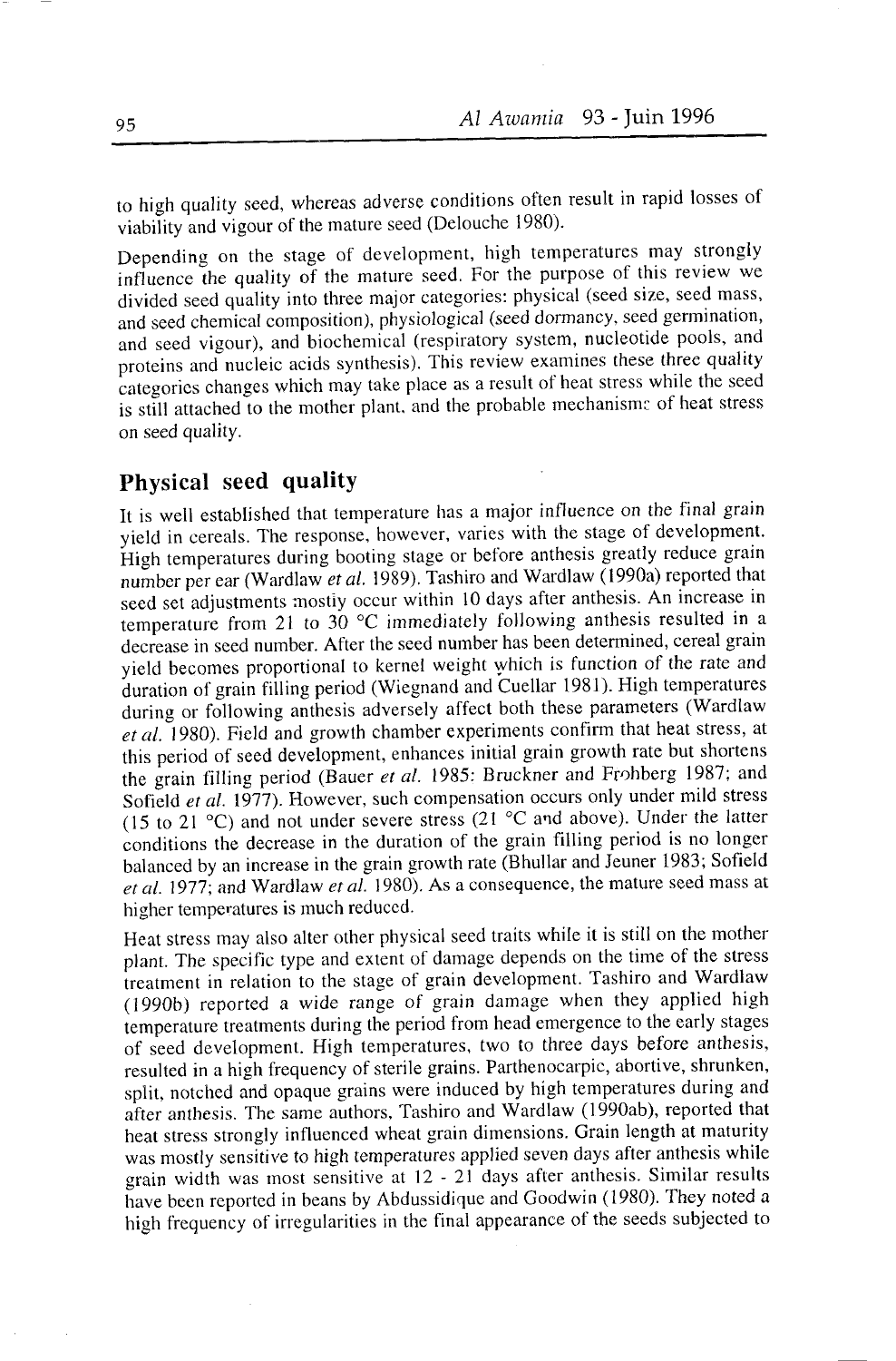to high quality seed, whereas adverse conditions often result in rapid losses of viability and vigour of the mature seed (Delouche 1980).

Depending on the stage of development, high temperatures may strongly influence the quality of the mature seed. For the purpose of this review we divided seed quality into three major categories: physical (seed size, seed mass, and seed chemical composition), physiological (seed dormancy, seed germination, and seed vigour), and biochemical (respiratory system, nucleotide pools, and proteins and nucleic acids synthesis). This review examines these three quality categories changes which may take place as a result of heat stress while the seed is still attached to the mother plant, and the probable mechanisms of heat stress on seed quality.

## Physical seed quality

It is well established that temperature has a major influence on the final grain yield in cereals. The response, however, varies with the stage of development. High temperatures during booting stage or before anthesis greatly reduce grain number per ear (Wardlaw *et al.* 1989). Tashiro and Wardlaw (1990a) reported that seed set adjustments mostly occur within 10 days after anthesis. An increase in temperature from 21 to 30 °C immediately following anthesis resulted in a decrease in seed number. After the seed number has been determined, cereal grain yield becomes proportional to kernel weight which is function of the rate and duration of grain filling period (Wiegnand and Cuellar 1981). High temperatures during or following anthesis adversely affect both these parameters (Wardlaw *et al.* 1980). Field and growth chamber experiments confirm that heat stress, at this period of seed development, enhances initial grain growth rate but shortens the grain filling period (Bauer *et al.* 1985; Bruckner and Frohberg 1987; and Sofield *et al.* 1977). However, such compensation occurs only under mild stress (15 to 21 °C) and not under severe stress (21 °C and above). Under the latter conditions the decrease in the duration of the grain filling period is no longer balanced by an increase in the grain growth rate (Bhullar and Jeuner 1983; Sofield *et al.* 1977; and Wardlaw *et al.* 1980). As a consequence, the mature seed mass at higher temperatures is much reduced.

Heat stress may also alter other physical seed traits while it is still on the mother plant. The specific type and extent of damage depends on the time of the stress treatment in relation to the stage of grain development. Tashiro and Wardlaw (1990b) reported a wide range of grain damage when they applied high temperature treatments during the period from head emergence to the early stages of seed development. High temperatures, two to three days before anthesis, resulted in a high frequency of sterile grains. Parthenocarpic, abortive, shrunken, split, notched and opaque grains were induced by high temperatures during and after anthesis. The same authors, Tashiro and Wardlaw (1990ab), reported that heat stress strongly influenced wheat grain dimensions. Grain length at maturity was mostly sensitive to high temperatures applied seven days after anthesis while grain width was most sensitive at 12 - 21 days after anthesis. Similar results have been reported in beans by Abdussidique and Goodwin (1980). They noted a high frequency of irregularities in the final appearance of the seeds subjected to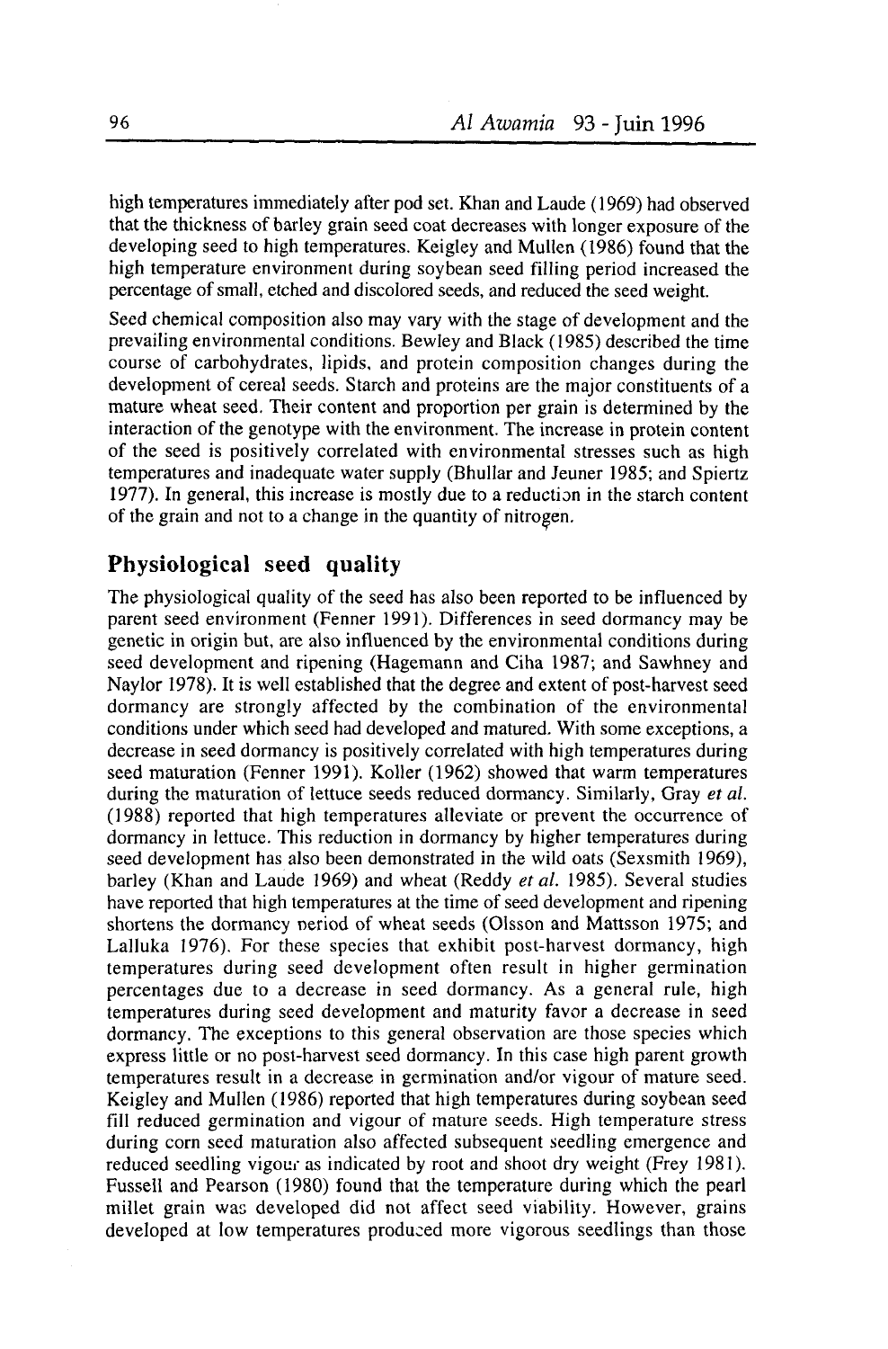high temperatures immediately after pod set. Khan and Laude (1969) had observed that the thickness of barley grain seed coat decreases with longer exposure of the developing seed to high temperatures. Keigley and Mullen (1986) found that the high temperature environment during soybean seed filling period increased the percentage of small, etched and discolored seeds, and reduced the seed weight.

Seed chemical composition also may vary with the stage of development and the prevailing environmental conditions. Bewley and Black (1985) described the time course of carbohydrates, lipids, and protein composition changes during the development of cereal seeds. Starch and proteins are the major constituents of a mature wheat seed. Their content and proportion per grain is determined by the interaction of the genotype with the environment. The increase in protein content of the seed is positively correlated with environmental stresses such as high temperatures and inadequate water supply (Bhullar and Jeuner 1985; and Spiertz 1977). In general, this increase is mostly due to a reduction in the starch content of the grain and not to a change in the quantity of nitrogen.

## Physiological seed quality

The physiological quality of the seed has also been reported to be influenced by parent seed environment (Fenner 1991). Differences in seed dormancy may be genetic in origin but, are also influenced by the environmental conditions during seed development and ripening (Hagemann and Ciha 1987; and Sawhney and Naylor 1978). It is well established that the degree and extent of post-harvest seed dormancy are strongly affected by the combination of the environmental conditions under which seed had developed and matured. With some exceptions, a decrease in seed dormancy is positively correlated with high temperatures during seed maturation (Fenner 1991). Koller (1962) showed that warm temperatures during the maturation of lettuce seeds reduced dormancy. Similarly, Gray *et al.* (1988) reported that high temperatures alleviate or prevent the occurrence of dormancy in lettuce. This reduction in dormancy by higher temperatures during seed development has also been demonstrated in the wild oats (Sexsmith 1969), barley (Khan and Laude 1969) and wheat (Reddy *et al.* 1985). Several studies have reported that high temperatures at the time of seed development and ripening shortens the dormancy period of wheat seeds (Olsson and Mattsson 1975; and Lalluka 1976). For these species that exhibit post-harvest dormancy, high temperatures during seed development often result in higher germination percentages due to a decrease in seed dormancy. As a general rule, high temperatures during seed development and maturity favor a decrease in seed dormancy. The exceptions to this general observation are those species which express little or no post-harvest seed dormancy. In this case high parent growth temperatures result in a decrease in germination and/or vigour of mature seed. Keigley and Mullen (1986) reported that high temperatures during soybean seed fill reduced germination and vigour of mature seeds. High temperature stress during corn seed maturation also affected subsequent seedling emergence and reduced seedling vigour as indicated by root and shoot dry weight (Frey 1981). Fussell and Pearson (1980) found that the temperature during which the pearl millet grain was developed did not affect seed viability. However, grains developed at low temperatures produced more vigorous seedlings than those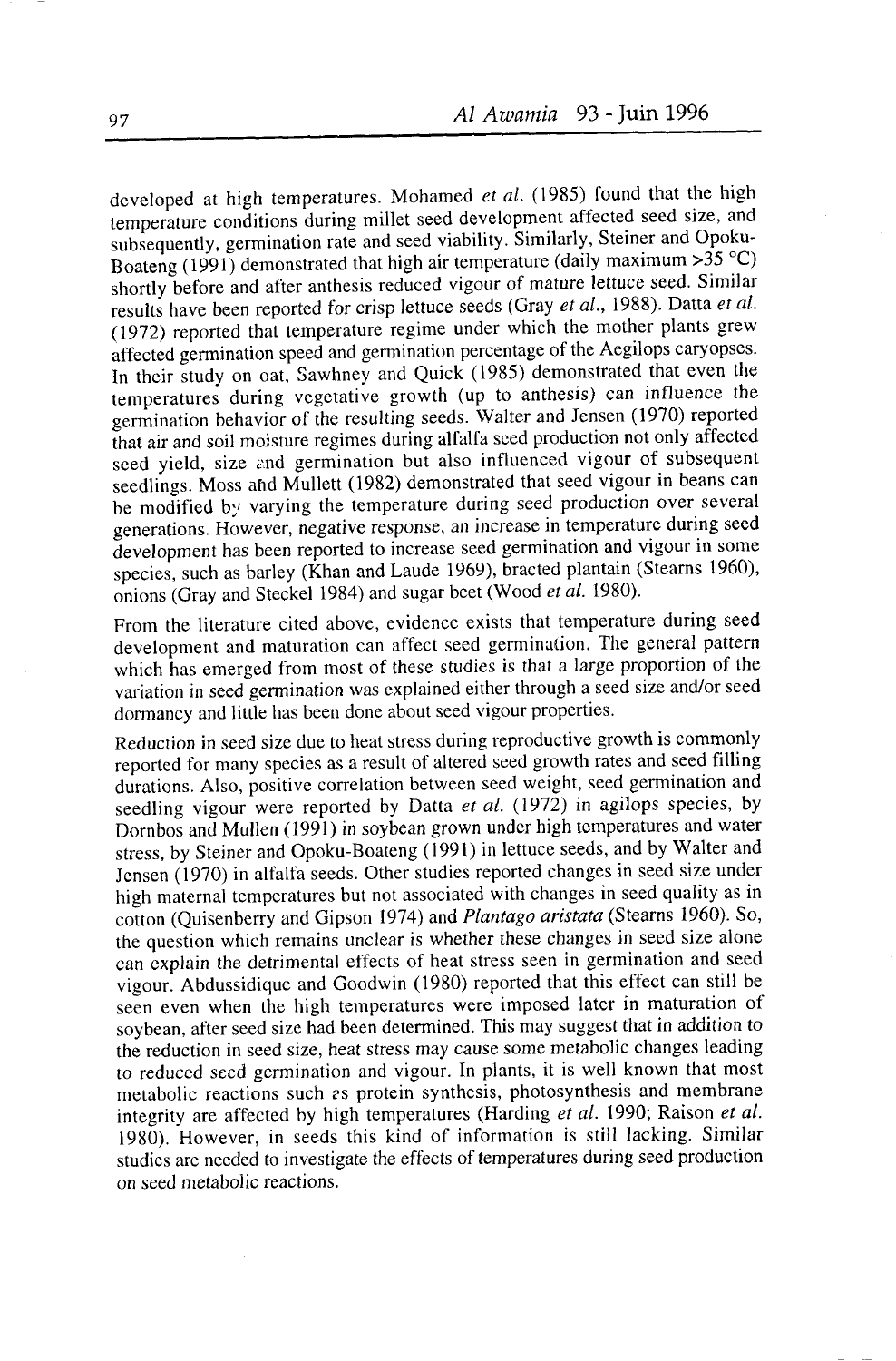developed at high temperatures. Mohamed *et al.* (1985) found that the high temperature conditions during millet seed development affected seed size, and subsequently, germination rate and seed viability. Similarly, Steiner and Opoku-Boateng (1991) demonstrated that high air temperature (daily maximum >35 °C) shortly before and after anthesis reduced vigour of mature lettuce seed. Similar results have been reported for crisp lettuce seeds (Gray *et al.*, 1988). Datta *et al.* (1972) reported that temperature regime under which the mother plants grew affected germination speed and germination percentage of the Aegilops caryopses. In their study on oat, Sawhney and Quick (1985) demonstrated that even the temperatures during vegetative growth (up to anthesis) can influence the germination behavior of the resulting seeds. Walter and Jensen (1970) reported that air and soil moisture regimes during alfalfa seed production not only affected seed yield, size and germination but also influenced vigour of subsequent seedlings. Moss and Mullett (1982) demonstrated that seed vigour in beans can be modified by varying the temperature during seed production over several generations. However, negative response, an increase in temperature during seed development has been reported to increase seed germination and vigour in some species, such as barley (Khan and Laude 1969), bracted plantain (Stearns 1960), onions (Gray and Steckel 1984) and sugar beet (Wood *et al.* 1980).

From the literature cited above, evidence exists that temperature during seed development and maturation can affect seed germination. The general pattern which has emerged from most of these studies is that a large proportion of the variation in seed germination was explained either through a seed size and/or seed dormancy and little has been done about seed vigour properties.

Reduction in seed size due to heat stress during reproductive growth is commonly reported for many species as a result of altered seed growth rates and seed filling durations. Also, positive correlation between seed weight, seed germination and seedling vigour were reported by Datta *et al.* (1972) in agilops species, by Dornbos and Mullen (1991) in soybean grown under high temperatures and water stress, by Steiner and Opoku-Boateng (1991) in lettuce seeds, and by Walter and Jensen (1970) in alfalfa seeds. Other studies reported changes in seed size under high maternal temperatures but not associated with changes in seed quality as in cotton (Quisenberry and Gipson 1974) and *Plantago aristata* (Stearns 1960). So, the question which remains unclear is whether these changes in seed size alone can explain the detrimental effects of heat stress seen in germination and seed vigour. Abdussidique and Goodwin (1980) reported that this effect can still be seen even when the high temperatures were imposed later in maturation of soybean, after seed size had been determined. This may suggest that in addition to the reduction in seed size, heat stress may cause some metabolic changes leading to reduced seed germination and vigour. In plants, it is well known that most metabolic reactions such as protein synthesis, photosynthesis and membrane integrity are affected by high temperatures (Harding *et al.* 1990; Raison *et al.* 1980). However, in seeds this kind of information is still lacking. Similar studies are needed to investigate the effects of temperatures during seed production on seed metabolic reactions.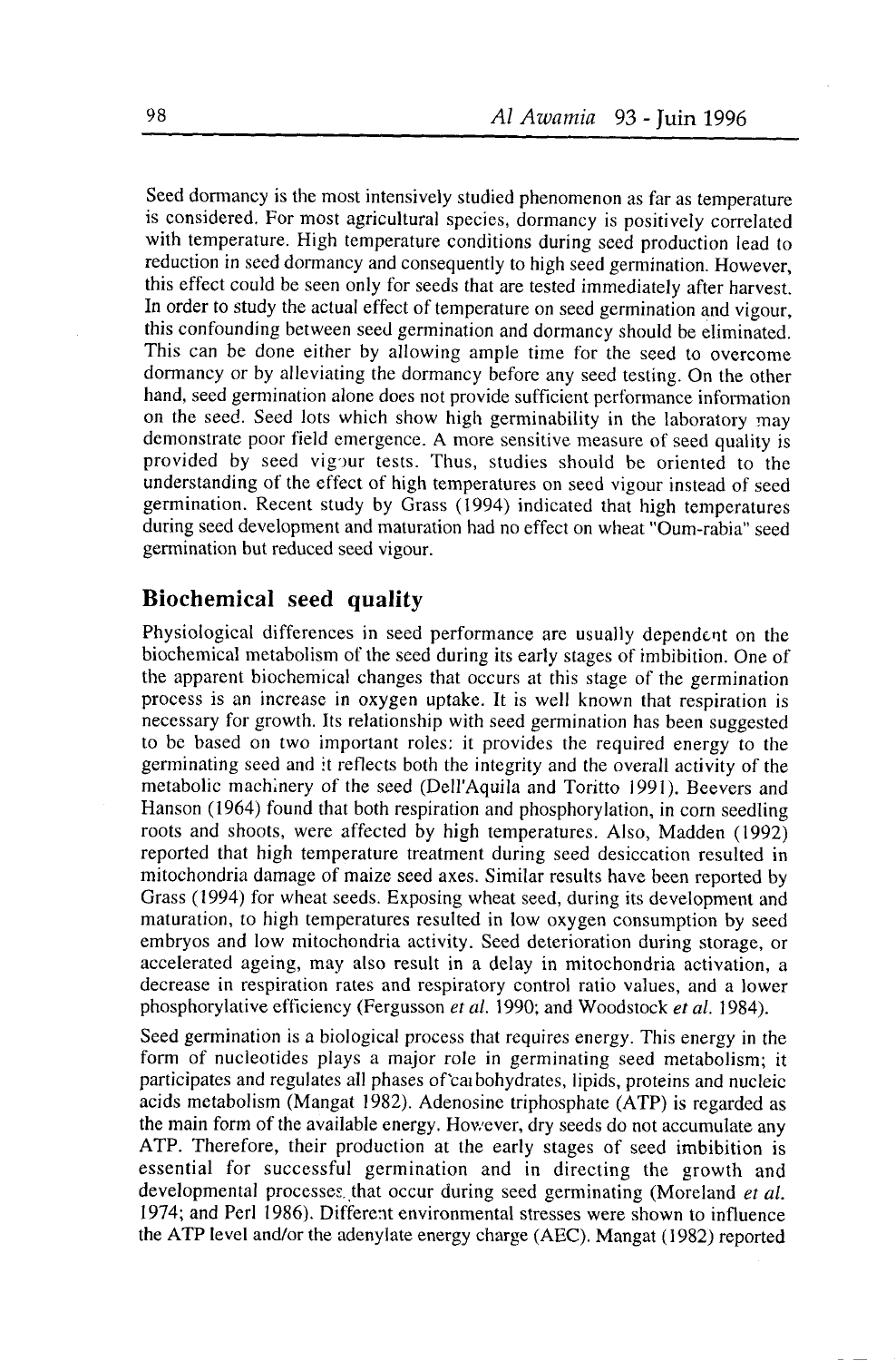Seed dormancy is the most intensively studied phenomenon as far as temperature is considered. For most agricultural species, dormancy is positively correlated with temperature. High temperature conditions during seed production lead to reduction in seed dormancy and consequently to high seed germination. However, this effect could be seen only for seeds that are tested immediately after harvest. In order to study the actual effect of temperature on seed germination and vigour, this confounding between seed germination and dormancy should be eliminated. This can be done either by allowing ample time for the seed to overcome dormancy or by alleviating the dormancy before any seed testing. On the other hand, seed germination alone does not provide sufficient performance information on the seed. Seed lots which show high germinability in the laboratory may demonstrate poor field emergence. A more sensitive measure of seed quality is provided by seed vigour tests. Thus, studies should be oriented to the understanding of the effect of high temperatures on seed vigour instead of seed germination. Recent study by Grass (1994) indicated that high temperatures during seed development and maturation had no effect on wheat "Oum-rabia" seed germination but reduced seed vigour.

## Biochemical seed quality

Physiological differences in seed performance are usually dependent on the biochemical metabolism of the seed during its early stages of imbibition. One of the apparent biochemical changes that occurs at this stage of the germination process is an increase in oxygen uptake. It is well known that respiration is necessary for growth. Its relationship with seed germination has been suggested to be based on two important roles: it provides the required energy to the germinating seed and it reflects both the integrity and the overall activity of the metabolic machinery of the seed (Dell'Aquila and Toritto 1991). Beevers and Hanson (1964) found that both respiration and phosphorylation, in corn seedling roots and shoots, were affected by high temperatures. Also, Madden (1992) reported that high temperature treatment during seed desiccation resulted in mitochondria damage of maize seed axes. Similar results have been reported by Grass (1994) for wheat seeds. Exposing wheat seed, during its development and maturation, to high temperatures resulted in low oxygen consumption by seed embryos and low mitochondria activity. Seed deterioration during storage, or accelerated ageing, may also result in a delay in mitochondria activation, a decrease in respiration rates and respiratory control ratio values, and a lower phosphorylative efficiency (Fergusson *et al.* 1990; and Woodstock *et al.* 1984).

Seed germination is a biological process that requires energy. This energy in the form of nucleotides plays a major role in germinating seed metabolism; it participates and regulates all phases of carbohydrates, lipids, proteins and nucleic acids metabolism (Mangat 1982). Adenosine triphosphate (ATP) is regarded as the main form of the available energy. However, dry seeds do not accumulate any ATP. Therefore, their production at the early stages of seed imbibition is essential for successful germination and in directing the growth and developmental processes that occur during seed germinating (Moreland *et al.* 1974; and Perl 1986). Different environmental stresses were shown to influence the ATP level and/or the adenylate energy charge (AEC). Mangat (1982) reported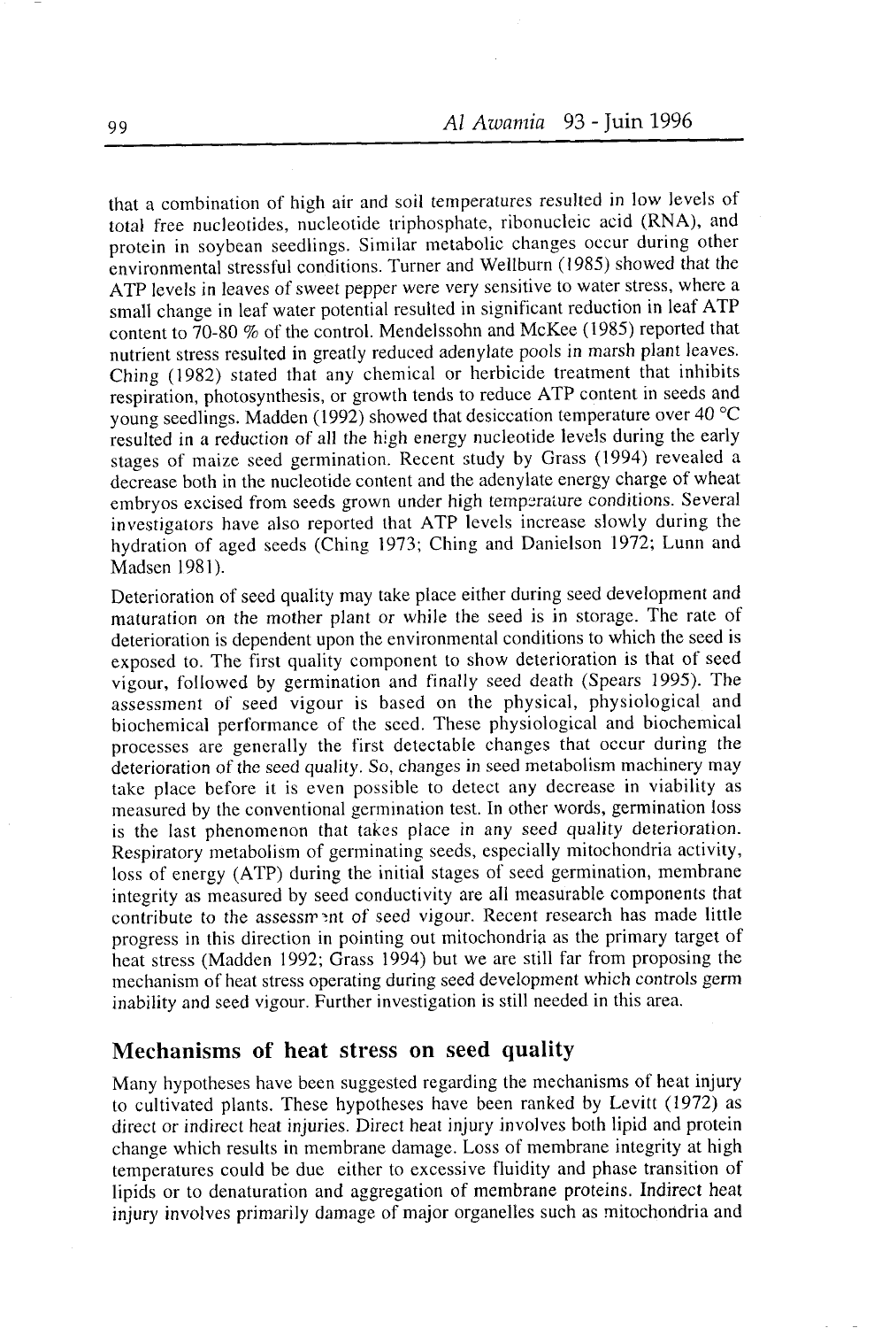that a combination of high air and soil temperatures resulted in low levels of total free nucleotides, nucleotide triphosphate, ribonucleic acid (RNA), and protein in soybean seedlings. Similar metabolic changes occur during other environmental stressful conditions. Turner and Wellburn (1985) showed that the ATP levels in leaves of sweet pepper were very sensitive to water stress, where a small change in leaf water potential resulted in significant reduction in leaf ATP content to 70-80 % of the control. Mendelssohn and McKee (1985) reported that nutrient stress resulted in greatly reduced adenylate pools in marsh plant leaves. Ching (1982) stated that any chemical or herbicide treatment that inhibits respiration, photosynthesis, or growth tends to reduce ATP content in seeds and young seedlings. Madden (1992) showed that desiccation temperature over 40 °C resulted in a reduction of all the high energy nucleotide levels during the early stages of maize seed germination. Recent study by Grass (1994) revealed a decrease both in the nucleotide content and the adenylate energy charge of wheat embryos excised from seeds grown under high temperature conditions. Several investigators have also reported that ATP levels increase slowly during the hydration of aged seeds (Ching 1973; Ching and Danielson 1972; Lunn and Madsen 1981).

Deterioration of seed quality may take place either during seed development and maturation on the mother plant or while the seed is in storage. The rate of deterioration is dependent upon the environmental conditions to which the seed is exposed to. The first quality component to show deterioration is that of seed vigour, followed by germination and finally seed death (Spears 1995). The assessment of seed vigour is based on the physical, physiological and biochemical performance of the seed. These physiological and biochemical processes are generally the first detectable changes that occur during the deterioration of the seed quality. So, changes in seed metabolism machinery may take place before it is even possible to detect any decrease in viability as measured by the conventional germination test. In other words, germination loss is the last phenomenon that takes place in any seed quality deterioration. Respiratory metabolism of germinating seeds, especially mitochondria activity, loss of energy (ATP) during the initial stages of seed germination, membrane integrity as measured by seed conductivity are all measurable components that contribute to the assessment of seed vigour. Recent research has made little progress in this direction in pointing out mitochondria as the primary target of heat stress (Madden 1992; Grass 1994) but we are still far from proposing the mechanism of heat stress operating during seed development which controls germ inability and seed vigour. Further investigation is still needed in this area.

## Mechanisms of heat stress on seed quality

Many hypotheses have been suggested regarding the mechanisms of heat injury to cultivated plants. These hypotheses have been ranked by Levitt (1972) as direct or indirect heat injuries. Direct heat injury involves both lipid and protein change which results in membrane damage. Loss of membrane integrity at high temperatures could be due either to excessive fluidity and phase transition of lipids or to denaturation and aggregation of membrane proteins. Indirect heat injury involves primarily damage of major organelles such as mitochondria and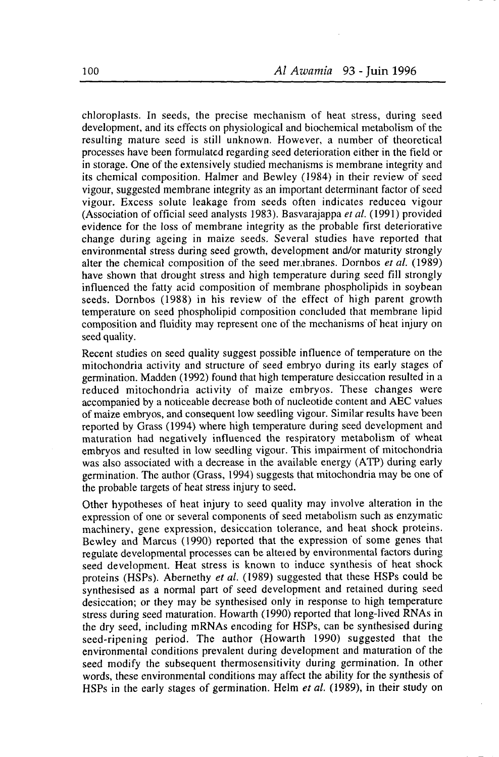chloroplasts. In seeds, the precise mechanism of heat stress, during seed development, and its effects on physiological and biochemical metabolism of the resulting mature seed is still unknown. However, a number of theoretical processes have been formulated regarding seed deterioration either in the field or in storage. One of the extensively studied mechanisms is membrane integrity and its chemical composition. Halmer and Bewley (1984) in their review of seed vigour, suggested membrane integrity as an important determinant factor of seed vigour. Excess solute leakage from seeds often indicates reduceo vigour (Association of official seed analysts 1983). Basvarajappa *et al.* (1991) provided evidence for the loss of membrane integrity as the probable first deteriorative change during ageing in maize seeds. Several studies have reported that environmental stress during seed growth, development and/or maturity strongly alter the chemical composition of the seed membranes. Dornbos *et al.* (1989) have shown that drought stress and high temperature during seed fill strongly influenced the fatty acid composition of membrane phospholipids in soybean seeds. Dornbos (1988) in his review of the effect of high parent growth temperature on seed phospholipid composition concluded that membrane lipid composition and fluidity may represent one of the mechanisms of heat injury on seed quality.

Recent studies on seed quality suggest possible influence of temperature on the mitochondria activity and structure of seed embryo during its early stages of germination. Madden (1992) found that high temperature desiccation resulted in a reduced mitochondria activity of maize embryos. These changes were accompanied by a noticeable decrease both of nucleotide content and AEC values of maize embryos, and consequent low seedling vigour. Similar results have been reported by Grass (1994) where high temperature during seed development and maturation had negatively influenced the respiratory metabolism of wheat embryos and resulted in low seedling vigour. This impairment of mitochondria was also associated with a decrease in the available energy (ATP) during early germination. The author (Grass, 1994) suggests that mitochondria may be one of the probable targets of heat stress injury to seed.

Other hypotheses of heat injury to seed quality may involve alteration in the expression of one or several components of seed metabolism such as enzymatic machinery, gene expression, desiccation tolerance, and heat shock proteins. Bewley and Marcus (1990) reported that the expression of some genes that regulate developmental processes can be alteied by environmental factors during seed development. Heat stress is known to induce synthesis of heat shock proteins (HSPs). Abernethy *et al.* (1989) suggested that these HSPs could be synthesised as a normal part of seed development and retained during seed desiccation; or they may be synthesised only in response to high temperature stress during seed maturation. Howarth (1990) reported that long-lived RNAs in the dry seed, including mRNAs encoding for HSPs, can be synthesised during seed-ripening period. The author (Howarth 1990) suggested that the environmental conditions prevalent during development and maturation of the seed modify the subsequent thermosensitivity during germination. In other words, these environmental conditions may affect the ability for the synthesis of HSPs in the early stages of germination. Helm *et al.* (1989), in their study on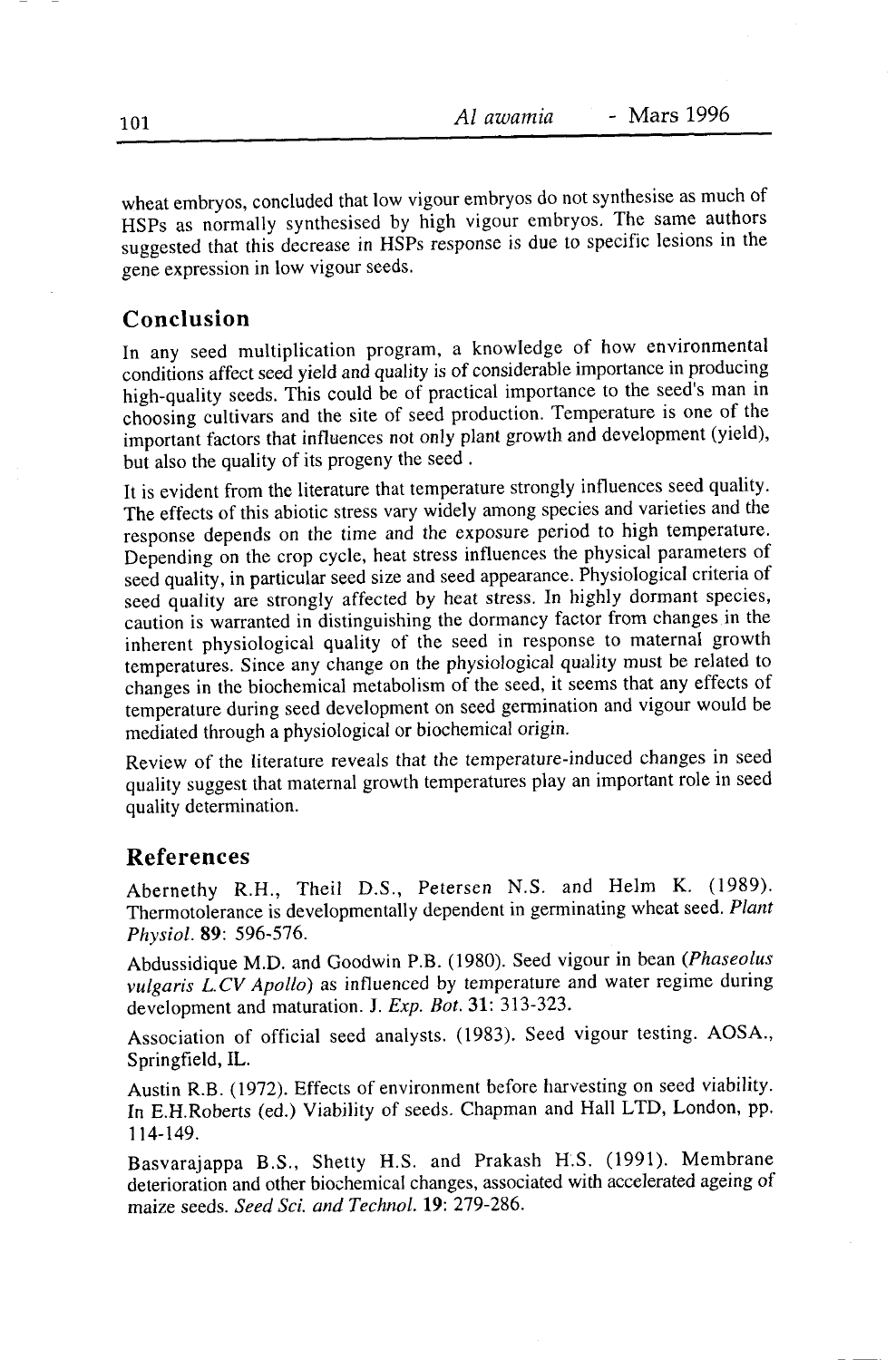wheat embryos, concluded that low vigour embryos do not synthesise as much of HSPs as normally synthesised by high vigour embryos. The same authors suggested that this decrease in HSPs response is due to specific lesions in the gene expression in low vigour seeds.

## Conclusion

In any seed multiplication program, a knowledge of how environmental conditions affect seed yield and quality is of considerable importance in producing high-quality seeds. This could be of practical importance to the seed's man in choosing cultivars and the site of seed production. Temperature is one of the important factors that influences not only plant growth and development (yield), but also the quality of its progeny the seed .

It is evident from the literature that temperature strongly influences seed quality. The effects of this abiotic stress vary widely among species and varieties and the response depends on the time and the exposure period to high temperature. Depending on the crop cycle, heat stress influences the physical parameters of seed quality, in particular seed size and seed appearance. Physiological criteria of seed quality are strongly affected by heat stress. In highly dormant species, caution is warranted in distinguishing the dormancy factor from changes in the inherent physiological quality of the seed in response to maternal growth temperatures. Since any change on the physiological quality must be related to changes in the biochemical metabolism of the seed, it seems that any effects of temperature during seed development on seed germination and vigour would be mediated through a physiological or biochemical origin.

Review of the literature reveals that the temperature-induced changes in seed quality suggest that maternal growth temperatures play an important role in seed quality determination.

## References

Abernethy R.H., Theil D.S., Petersen N.S. and Helm K. (1989). Thermotolerance is developmentally dependent in germinating wheat seed. *Plant Physiol.* **89**: 596-576.

Abdussidique M.D. and Goodwin P.B. (1980). Seed vigour in bean (*Phaseolus vulgaris L.CV Apollo*) as influenced by temperature and water regime during development and maturation. J. *Exp. Bot.* **31**: 313-323.

Association of official seed analysts. (1983). Seed vigour testing. AOSA., Springfield, IL.

Austin R.B. (1972). Effects of environment before harvesting on seed viability. In E.H.Roberts (ed.) Viability of seeds. Chapman and Hall LTD, London, pp. 114-149.

Basvarajappa B.S., Shetty H.S. and Prakash H.S. (1991). Membrane deterioration and other biochemical changes, associated with accelerated ageing of maize seeds. *Seed Sci. and Technol.* **19**: 279-286.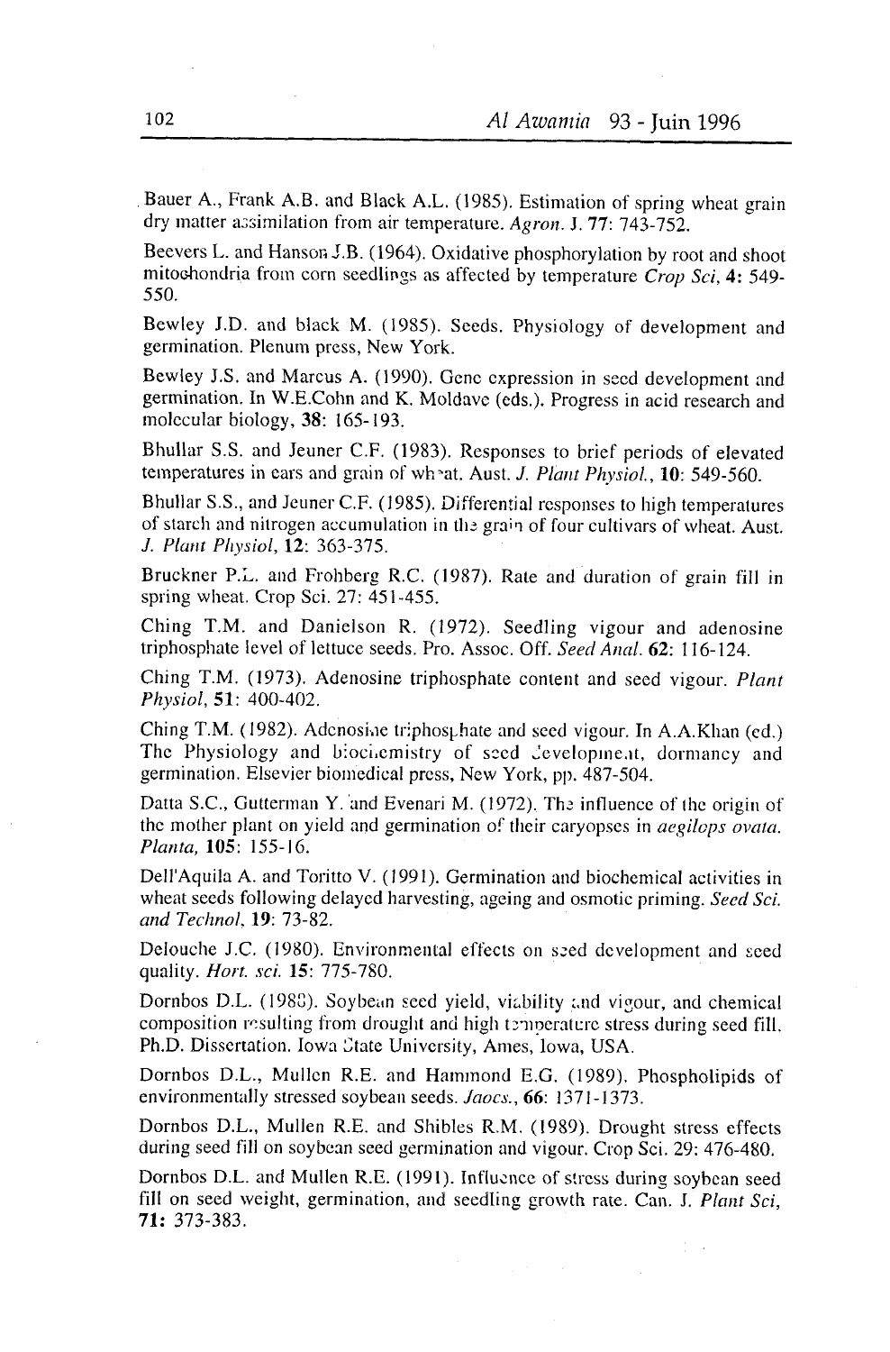Bauer A., Frank A.B. and Black A.L. (1985). Estimation of spring wheat grain dry matter assimilation from air temperature. *Agron.* J. **77**: 743-752.

Beevers L. and Hanson J.B. (1964). Oxidative phosphorylation by root and shoot mitochondria from corn seedlings as affected by temperature *Crop Sci*, **4:** 549-550.

Bewley J.D. and black M. (1985). Seeds. Physiology of development and germination. Plenum press, New York.

Bewley J.S. and Marcus A. (1990). Gene expression in seed development and germination. In W.E.Cohn and K. Moldave (eds.). Progress in acid research and molecular biology, **38**: 165-193.

Bhullar S.S. and Jeuner C.F. (1983). Responses to brief periods of elevated temperatures in ears and grain of wheat. Aust. *J. Plant Physiol.*, **10**: 549-560.

Bhullar S.S., and Jeuner C.F. (1985). Differential responses to high temperatures of starch and nitrogen accumulation in the grain of four cultivars of wheat. Aust. *J. Plant Physiol*, **12**: 363-375.

Bruckner P.L. and Frohberg R.C. (1987). Rate and duration of grain fill in spring wheat. Crop Sci. 27: 451-455.

Ching T.M. and Danielson R. (1972). Seedling vigour and adenosine triphosphate level of lettuce seeds. Pro. Assoc. Off. *Seed Anal.* **62**: 116-124.

Ching T.M. (1973). Adenosine triphosphate content and seed vigour. *Plant Physiol*, **51**: 400-402.

Ching T.M. (1982). Adenosine triphosphate and seed vigour. In A.A.Khan (ed.) The Physiology and biochemistry of seed development, dormancy and germination. Elsevier biomedical press, New York, pp. 487-504.

Datta S.C., Gutterman Y. and Evenari M. (1972). The influence of the origin of the mother plant on yield and germination of their caryopses in *aegilops ovata*. *Planta*, **105**: 155-16.

Dell'Aquila A. and Toritto V. (1991). Germination and biochemical activities in wheat seeds following delayed harvesting, ageing and osmotic priming. *Seed Sci. and Technol*, **19**: 73-82.

Delouche J.C. (1980). Environmental effects on seed development and seed quality. *Hort. sci.* **15**: 775-780.

Dornbos D.L. (1988). Soybean seed yield, viability and vigour, and chemical composition resulting from drought and high temperature stress during seed fill. Ph.D. Dissertation. Iowa State University, Ames, Iowa, USA.

Dornbos D.L., Mullen R.E. and Hammond E.G. (1989). Phospholipids of environmentally stressed soybean seeds. *Jaocs.*, **66**: 1371-1373.

Dornbos D.L., Mullen R.E. and Shibles R.M. (1989). Drought stress effects during seed fill on soybean seed germination and vigour. Crop Sci. 29: 476-480.

Dornbos D.L. and Mullen R.E. (1991). Influence of stress during soybean seed fill on seed weight, germination, and seedling growth rate. Can. J. *Plant Sci*, **71:** 373-383.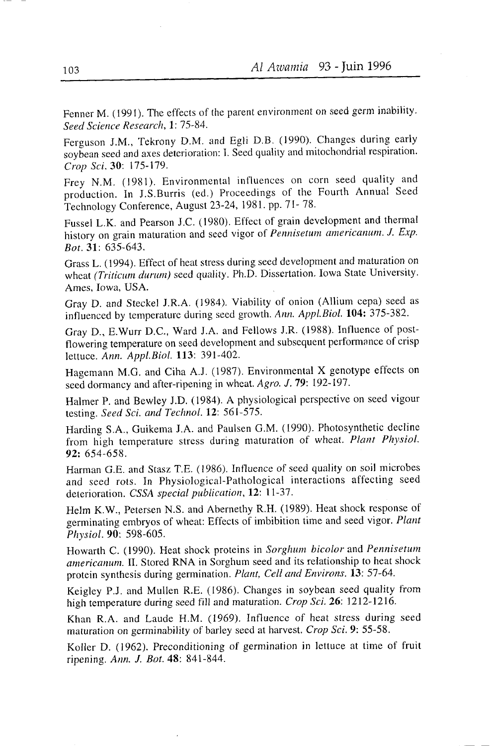Fenner M. (1991). The effects of the parent environment on seed germ inability. *Seed Science Research*, **1**: 75-84.

Ferguson J.M., Tekrony D.M. and Egli D.B. (1990). Changes during early soybean seed and axes deterioration: I. Seed quality and mitochondrial respiration. *Crop Sci.* **30**: 175-179.

Frey N.M. (1981). Environmental influences on corn seed quality and production. In J.S.Burris (ed.) Proceedings of the Fourth Annual Seed Technology Conference, August 23-24, 1981. pp. 71- 78.

Fussel L.K. and Pearson J.C. (1980). Effect of grain development and thermal history on grain maturation and seed vigor of *Pennisetum americanum*. *J. Exp. Bot.* **31**: 635-643.

Grass L. (1994). Effect of heat stress during seed development and maturation on wheat *(Triticum durum)* seed quality. Ph.D. Dissertation. Iowa State University. Ames, Iowa, USA.

Gray D. and Steckel J.R.A. (1984). Viability of onion (Allium cepa) seed as influenced by temperature during seed growth. *Ann. Appl.Biol.* **104:** 375-382.

Gray D., E.Wurr D.C., Ward J.A. and Fellows J.R. (1988). Influence of post-flowering temperature on seed development and subsequent performance of crisp lettuce. *Ann. Appl.Biol.* **113**: 391-402.

Hagemann M.G. and Ciha A.J. (1987). Environmental X genotype effects on seed dormancy and after-ripening in wheat. *Agro. J.* **79**: 192-197.

Halmer P. and Bewley J.D. (1984). A physiological perspective on seed vigour testing. *Seed Sci. and Technol.* **12**: 561-575.

Harding S.A., Guikema J.A. and Paulsen G.M. (1990). Photosynthetic decline from high temperature stress during maturation of wheat. *Plant Physiol.* **92:** 654-658.

Harman G.E. and Stasz T.E. (1986). Influence of seed quality on soil microbes and seed rots. In Physiological-Pathological interactions affecting seed deterioration. *CSSA special publication*, **12**: 11-37.

Helm K.W., Petersen N.S. and Abernethy R.H. (1989). Heat shock response of germinating embryos of wheat: Effects of imbibition time and seed vigor. *Plant Physiol.* **90**: 598-605.

Howarth C. (1990). Heat shock proteins in *Sorghum bicolor* and *Pennisetum americanum*. II. Stored RNA in Sorghum seed and its relationship to heat shock protein synthesis during germination. *Plant, Cell and Environs.* **13**: 57-64.

Keigley P.J. and Mullen R.E. (1986). Changes in soybean seed quality from high temperature during seed fill and maturation. *Crop Sci.* **26**: 1212-1216.

Khan R.A. and Laude H.M. (1969). Influence of heat stress during seed maturation on germinability of barley seed at harvest. *Crop Sci.* **9**: 55-58.

Koller D. (1962). Preconditioning of germination in lettuce at time of fruit ripening. *Ann. J. Bot.* **48**: 841-844.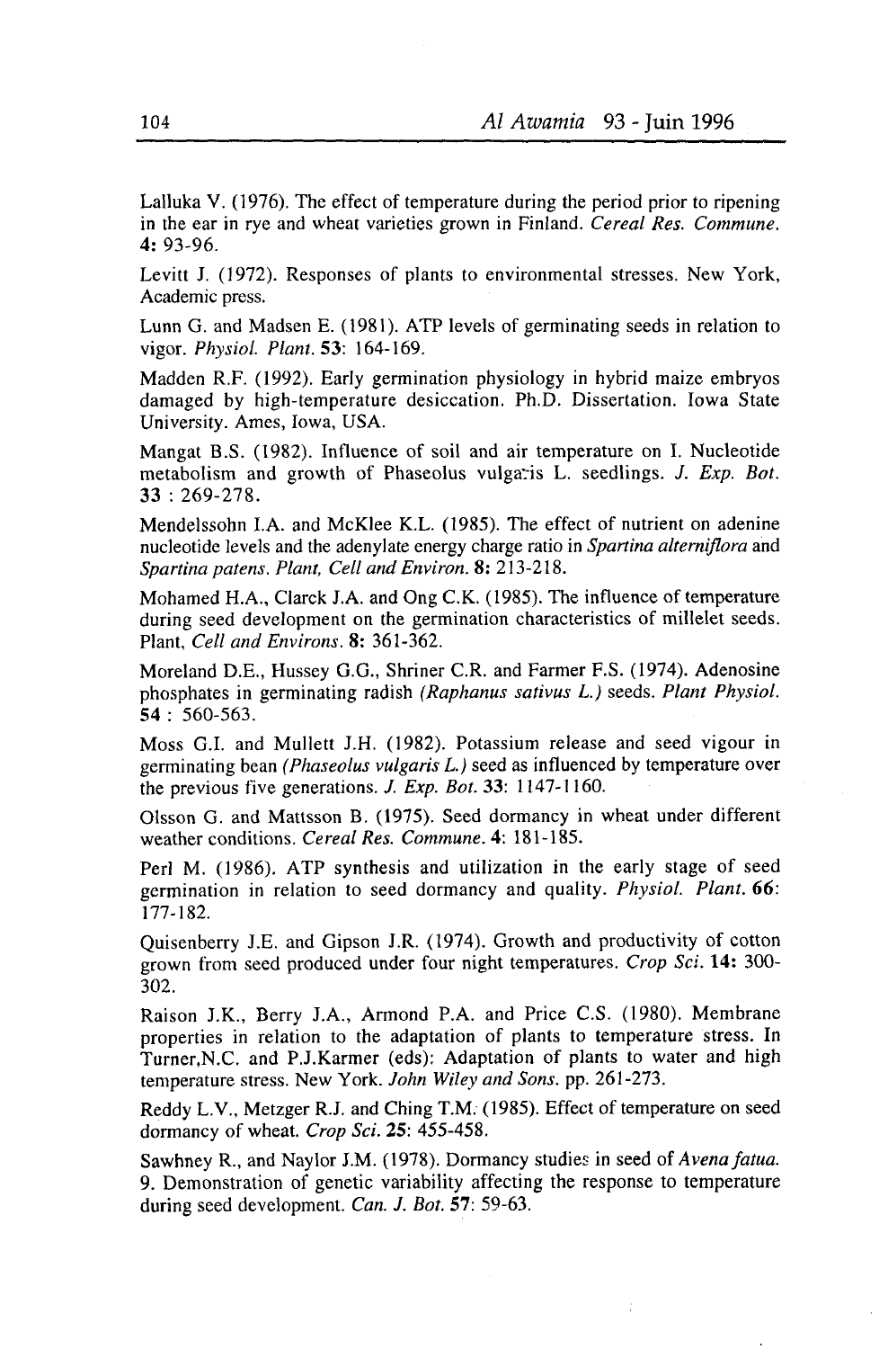Lalluka V. (1976). The effect of temperature during the period prior to ripening in the ear in rye and wheat varieties grown in Finland. *Cereal Res. Commune.* **4:** 93-96.

Levitt J. (1972). Responses of plants to environmental stresses. New York, Academic press.

Lunn G. and Madsen E. (1981). ATP levels of germinating seeds in relation to vigor. *Physiol. Plant.* **53**: 164-169.

Madden R.F. (1992). Early germination physiology in hybrid maize embryos damaged by high-temperature desiccation. Ph.D. Dissertation. Iowa State University. Ames, Iowa, USA.

Mangat B.S. (1982). Influence of soil and air temperature on I. Nucleotide metabolism and growth of Phaseolus vulgaris L. seedlings. *J. Exp. Bot.* **33** : 269-278.

Mendelssohn I.A. and McKlee K.L. (1985). The effect of nutrient on adenine nucleotide levels and the adenylate energy charge ratio in *Spartina alterniflora* and *Spartina patens*. *Plant, Cell and Environ.* **8:** 213-218.

Mohamed H.A., Clarck J.A. and Ong C.K. (1985). The influence of temperature during seed development on the germination characteristics of millelet seeds. Plant, *Cell and Environs*. **8:** 361-362.

Moreland D.E., Hussey G.G., Shriner C.R. and Farmer F.S. (1974). Adenosine phosphates in germinating radish *(Raphanus sativus L.)* seeds. *Plant Physiol.* **54** : 560-563.

Moss G.I. and Mullett J.H. (1982). Potassium release and seed vigour in germinating bean *(Phaseolus vulgaris L.)* seed as influenced by temperature over the previous five generations. *J. Exp. Bot.* **33**: 1147-1160.

Olsson G. and Mattsson B. (1975). Seed dormancy in wheat under different weather conditions. *Cereal Res. Commune.* **4**: 181-185.

Perl M. (1986). ATP synthesis and utilization in the early stage of seed germination in relation to seed dormancy and quality. *Physiol. Plant.* **66**: 177-182.

Quisenberry J.E. and Gipson J.R. (1974). Growth and productivity of cotton grown from seed produced under four night temperatures. *Crop Sci.* **14:** 300-302.

Raison J.K., Berry J.A., Armond P.A. and Price C.S. (1980). Membrane properties in relation to the adaptation of plants to temperature stress. In Turner,N.C. and P.J.Karmer (eds): Adaptation of plants to water and high temperature stress. New York. *John Wiley and Sons.* pp. 261-273.

Reddy L.V., Metzger R.J. and Ching T.M. (1985). Effect of temperature on seed dormancy of wheat. *Crop Sci.* **25**: 455-458.

Sawhney R., and Naylor J.M. (1978). Dormancy studies in seed of *Avena fatua*. 9. Demonstration of genetic variability affecting the response to temperature during seed development. *Can. J. Bot.* **57**: 59-63.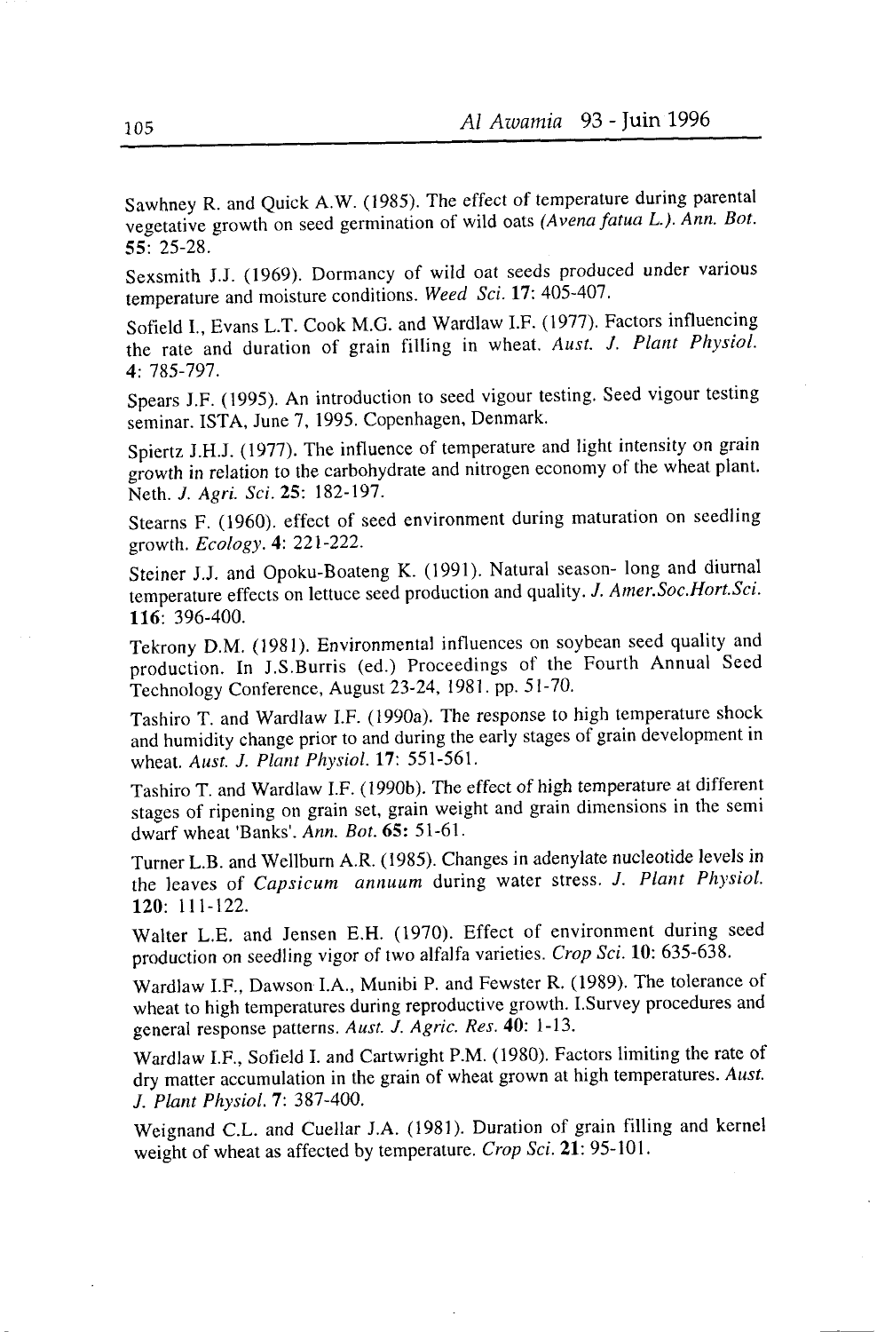Sawhney R. and Quick A.W. (1985). The effect of temperature during parental vegetative growth on seed germination of wild oats *(Avena fatua L.). Ann. Bot.* **55**: 25-28.

Sexsmith J.J. (1969). Dormancy of wild oat seeds produced under various temperature and moisture conditions. *Weed Sci.* **17**: 405-407.

Sofield I., Evans L.T. Cook M.G. and Wardlaw I.F. (1977). Factors influencing the rate and duration of grain filling in wheat. *Aust. J. Plant Physiol.* **4**: 785-797.

Spears J.F. (1995). An introduction to seed vigour testing. Seed vigour testing seminar. ISTA, June 7, 1995. Copenhagen, Denmark.

Spiertz J.H.J. (1977). The influence of temperature and light intensity on grain growth in relation to the carbohydrate and nitrogen economy of the wheat plant. Neth. *J. Agri. Sci.* **25**: 182-197.

Stearns F. (1960). effect of seed environment during maturation on seedling growth. *Ecology.* **4**: 221-222.

Steiner J.J. and Opoku-Boateng K. (1991). Natural season- long and diurnal temperature effects on lettuce seed production and quality. *J. Amer.Soc.Hort.Sci.* **116**: 396-400.

Tekrony D.M. (1981). Environmental influences on soybean seed quality and production. In J.S.Burris (ed.) Proceedings of the Fourth Annual Seed Technology Conference, August 23-24, 1981. pp. 51-70.

Tashiro T. and Wardlaw I.F. (1990a). The response to high temperature shock and humidity change prior to and during the early stages of grain development in wheat. *Aust. J. Plant Physiol.* **17**: 551-561.

Tashiro T. and Wardlaw I.F. (1990b). The effect of high temperature at different stages of ripening on grain set, grain weight and grain dimensions in the semi dwarf wheat 'Banks'. *Ann. Bot.* **65**: 51-61.

Turner L.B. and Wellburn A.R. (1985). Changes in adenylate nucleotide levels in the leaves of *Capsicum annuum* during water stress. *J. Plant Physiol.* **120**: 111-122.

Walter L.E. and Jensen E.H. (1970). Effect of environment during seed production on seedling vigor of two alfalfa varieties. *Crop Sci.* **10**: 635-638.

Wardlaw I.F., Dawson I.A., Munibi P. and Fewster R. (1989). The tolerance of wheat to high temperatures during reproductive growth. I.Survey procedures and general response patterns. *Aust. J. Agric. Res.* **40**: 1-13.

Wardlaw I.F., Sofield I. and Cartwright P.M. (1980). Factors limiting the rate of dry matter accumulation in the grain of wheat grown at high temperatures. *Aust. J. Plant Physiol.* **7**: 387-400.

Weignand C.L. and Cuellar J.A. (1981). Duration of grain filling and kernel weight of wheat as affected by temperature. *Crop Sci.* **21**: 95-101.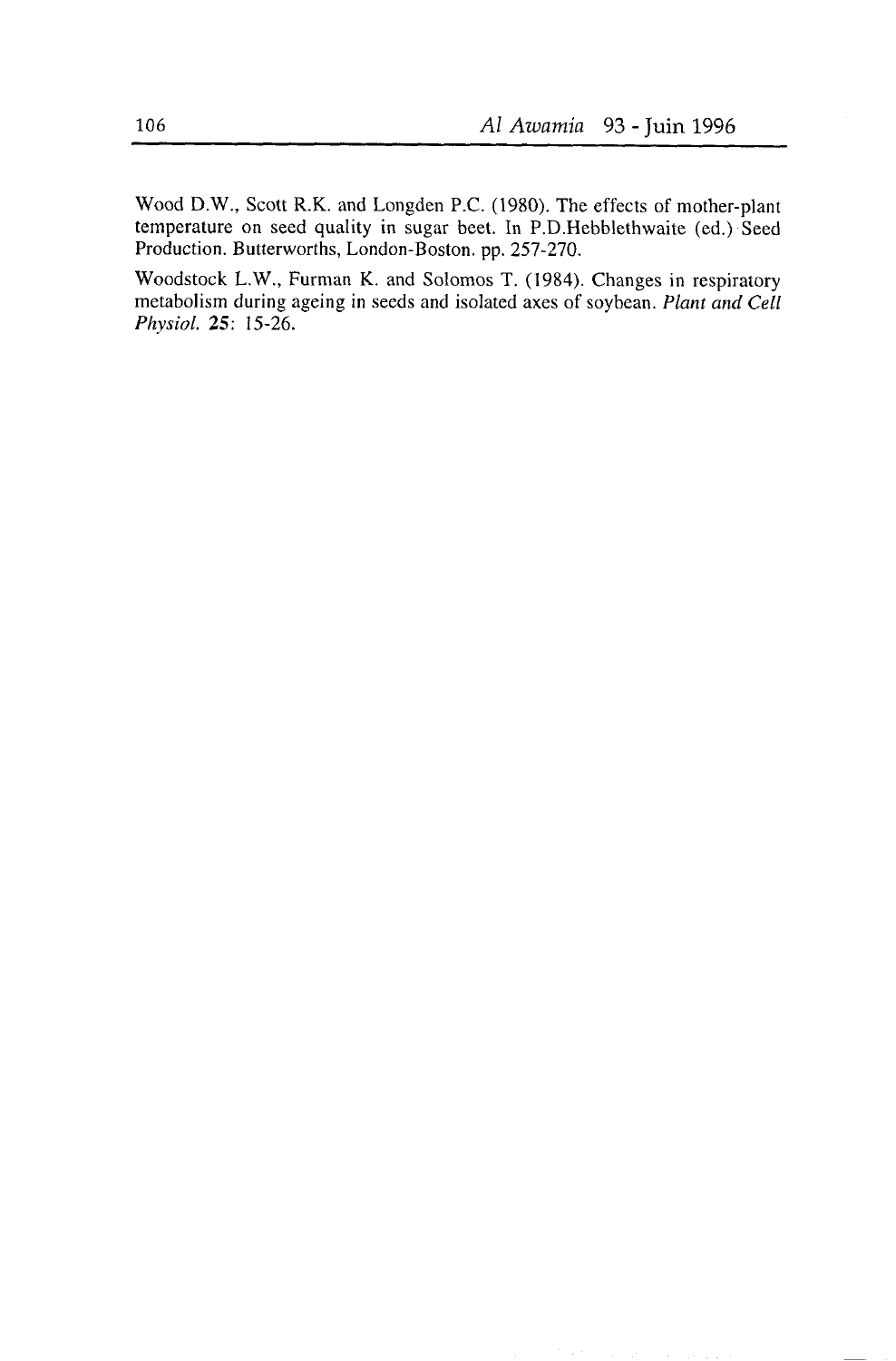Wood D.W., Scott R.K. and Longden P.C. (1980). The effects of mother-plant temperature on seed quality in sugar beet. In P.D.Hebblethwaite (ed.) Seed Production. Butterworths, London-Boston. pp. 257-270.

Woodstock L.W., Furman K. and Solomos T. (1984). Changes in respiratory metabolism during ageing in seeds and isolated axes of soybean. *Plant and Cell Physiol.* **25**: 15-26.